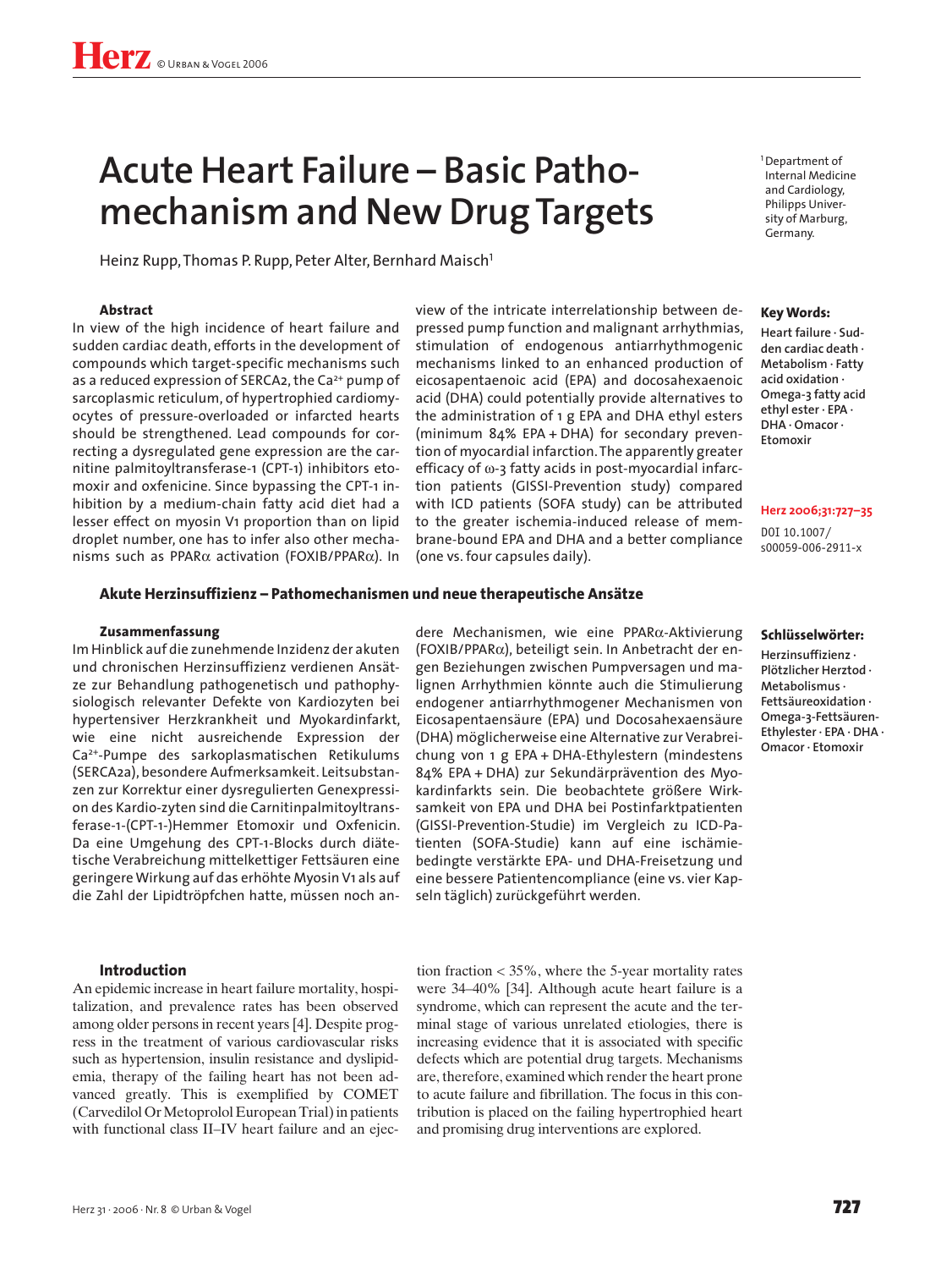# Acute Heart Failure – Basic Pathomechanism and New Drug Targets

Heinz Rupp, Thomas P. Rupp, Peter Alter, Bernhard Maisch[1]

[1] Department of Internal Medicine and Cardiology, Philipps University of Marburg, Germany.

### Abstract

In view of the high incidence of heart failure and sudden cardiac death, efforts in the development of compounds which target-specific mechanisms such as a reduced expression of SERCA2, the $Ca^{2+}$ pump of sarcoplasmic reticulum, of hypertrophied cardiomyocytes of pressure-overloaded or infarcted hearts should be strengthened. Lead compounds for correcting a dysregulated gene expression are the carnitine palmitoyltransferase-1 (CPT-1) inhibitors etomoxir and oxfenicine. Since bypassing the CPT-1 inhibition by a medium-chain fatty acid diet had a lesser effect on myosin V1 proportion than on lipid droplet number, one has to infer also other mechanisms such as PPARα activation (FOXIB/PPARα). In view of the intricate interrelationship between depressed pump function and malignant arrhythmias, stimulation of endogenous antiarrhythmogenic mechanisms linked to an enhanced production of eicosapentaenoic acid (EPA) and docosahexaenoic acid (DHA) could potentially provide alternatives to the administration of 1 g EPA and DHA ethyl esters (minimum 84% EPA + DHA) for secondary prevention of myocardial infarction. The apparently greater efficacy of ω-3 fatty acids in post-myocardial infarction patients (GISSI-Prevention study) compared with ICD patients (SOFA study) can be attributed to the greater ischemia-induced release of membrane-bound EPA and DHA and a better compliance (one vs. four capsules daily).

**Key Words:** Heart failure · Sudden cardiac death · Metabolism · Fatty acid oxidation · Omega-3 fatty acid ethyl ester · EPA · DHA · Omacor · Etomoxir

Herz 2006;31:727–35

DOI 10.1007/s00059-006-2911-x

### Akute Herzinsuffizienz – Pathomechanismen und neue therapeutische Ansätze

#### Zusammenfassung

Im Hinblick auf die zunehmende Inzidenz der akuten und chronischen Herzinsuffizienz verdienen Ansätze zur Behandlung pathogenetisch und pathophysiologisch relevanter Defekte von Kardiozyten bei hypertensiver Herzkrankheit und Myokardinfarkt, wie eine nicht ausreichende Expression der $Ca^{2+}$-Pumpe des sarkoplasmatischen Retikulums (SERCA2a), besondere Aufmerksamkeit. Leitsubstanzen zur Korrektur einer dysregulierten Genexpression des Kardio-zyten sind die Carnitinpalmitoyltransferase-1-(CPT-1-)Hemmer Etomoxir und Oxfenicin. Da eine Umgehung des CPT-1-Blocks durch diätetische Verabreichung mittelkettiger Fettsäuren eine geringere Wirkung auf das erhöhte Myosin V1 als auf die Zahl der Lipidtröpfchen hatte, müssen noch andere Mechanismen, wie eine PPARα-Aktivierung (FOXIB/PPARα), beteiligt sein. In Anbetracht der engen Beziehungen zwischen Pumpversagen und malignen Arrhythmien könnte auch die Stimulierung endogener antiarrhythmogener Mechanismen von Eicosapentaensäure (EPA) und Docosahexaensäure (DHA) möglicherweise eine Alternative zur Verabreichung von 1 g EPA + DHA-Ethylestern (mindestens 84% EPA + DHA) zur Sekundärprävention des Myokardinfarkts sein. Die beobachtete größere Wirksamkeit von EPA und DHA bei Postinfarktpatienten (GISSI-Prevention-Studie) im Vergleich zu ICD-Patienten (SOFA-Studie) kann auf eine ischämiebedingte verstärkte EPA- und DHA-Freisetzung und eine bessere Patientencompliance (eine vs. vier Kapseln täglich) zurückgeführt werden.

**Schlüsselwörter:** Herzinsuffizienz · Plötzlicher Herztod · Metabolismus · Fettsäureoxidation · Omega-3-Fettsäuren-Ethylester · EPA · DHA · Omacor · Etomoxir

### Introduction

An epidemic increase in heart failure mortality, hospitalization, and prevalence rates has been observed among older persons in recent years [4]. Despite progress in the treatment of various cardiovascular risks such as hypertension, insulin resistance and dyslipidemia, therapy of the failing heart has not been advanced greatly. This is exemplified by COMET (Carvedilol Or Metoprolol European Trial) in patients with functional class II–IV heart failure and an ejection fraction < 35%, where the 5-year mortality rates were 34–40% [34]. Although acute heart failure is a syndrome, which can represent the acute and the terminal stage of various unrelated etiologies, there is increasing evidence that it is associated with specific defects which are potential drug targets. Mechanisms are, therefore, examined which render the heart prone to acute failure and fibrillation. The focus in this contribution is placed on the failing hypertrophied heart and promising drug interventions are explored.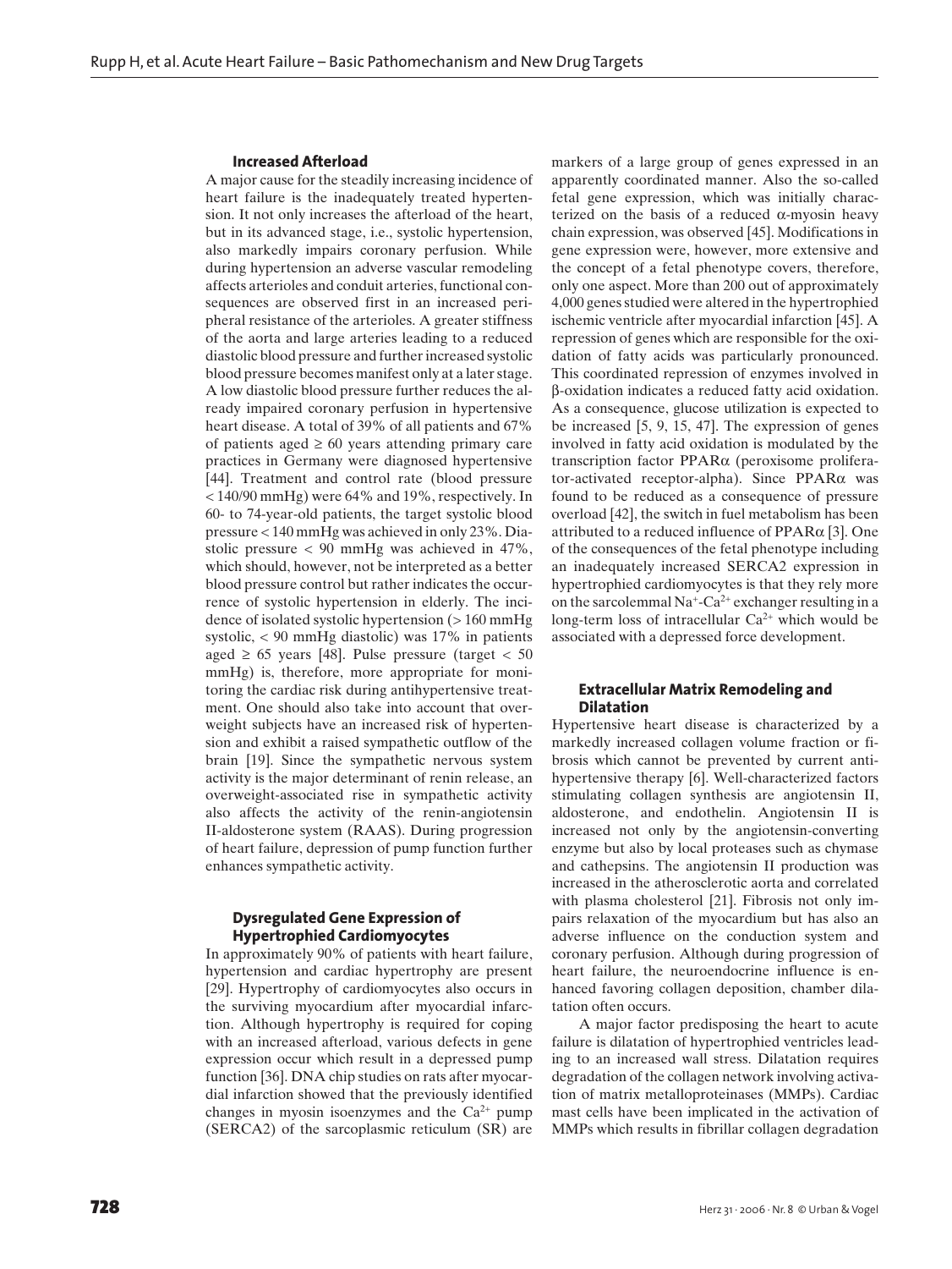### Increased Afterload

A major cause for the steadily increasing incidence of heart failure is the inadequately treated hypertension. It not only increases the afterload of the heart, but in its advanced stage, i.e., systolic hypertension, also markedly impairs coronary perfusion. While during hypertension an adverse vascular remodeling affects arterioles and conduit arteries, functional consequences are observed first in an increased peripheral resistance of the arterioles. A greater stiffness of the aorta and large arteries leading to a reduced diastolic blood pressure and further increased systolic blood pressure becomes manifest only at a later stage. A low diastolic blood pressure further reduces the already impaired coronary perfusion in hypertensive heart disease. A total of 39% of all patients and 67% of patients aged ≥ 60 years attending primary care practices in Germany were diagnosed hypertensive [44]. Treatment and control rate (blood pressure < 140/90 mmHg) were 64% and 19%, respectively. In 60- to 74-year-old patients, the target systolic blood pressure < 140 mmHg was achieved in only 23%. Diastolic pressure < 90 mmHg was achieved in 47%, which should, however, not be interpreted as a better blood pressure control but rather indicates the occurrence of systolic hypertension in elderly. The incidence of isolated systolic hypertension (> 160 mmHg systolic, < 90 mmHg diastolic) was 17% in patients aged ≥ 65 years [48]. Pulse pressure (target < 50 mmHg) is, therefore, more appropriate for monitoring the cardiac risk during antihypertensive treatment. One should also take into account that overweight subjects have an increased risk of hypertension and exhibit a raised sympathetic outflow of the brain [19]. Since the sympathetic nervous system activity is the major determinant of renin release, an overweight-associated rise in sympathetic activity also affects the activity of the renin-angiotensin II-aldosterone system (RAAS). During progression of heart failure, depression of pump function further enhances sympathetic activity.

### Dysregulated Gene Expression of Hypertrophied Cardiomyocytes

In approximately 90% of patients with heart failure, hypertension and cardiac hypertrophy are present [29]. Hypertrophy of cardiomyocytes also occurs in the surviving myocardium after myocardial infarction. Although hypertrophy is required for coping with an increased afterload, various defects in gene expression occur which result in a depressed pump function [36]. DNA chip studies on rats after myocardial infarction showed that the previously identified changes in myosin isoenzymes and the $Ca^{2+}$ pump (SERCA2) of the sarcoplasmic reticulum (SR) are markers of a large group of genes expressed in an apparently coordinated manner. Also the so-called fetal gene expression, which was initially characterized on the basis of a reduced α-myosin heavy chain expression, was observed [45]. Modifications in gene expression were, however, more extensive and the concept of a fetal phenotype covers, therefore, only one aspect. More than 200 out of approximately 4,000 genes studied were altered in the hypertrophied ischemic ventricle after myocardial infarction [45]. A repression of genes which are responsible for the oxidation of fatty acids was particularly pronounced. This coordinated repression of enzymes involved in β-oxidation indicates a reduced fatty acid oxidation. As a consequence, glucose utilization is expected to be increased [5, 9, 15, 47]. The expression of genes involved in fatty acid oxidation is modulated by the transcription factor PPARα (peroxisome proliferator-activated receptor-alpha). Since PPARα was found to be reduced as a consequence of pressure overload [42], the switch in fuel metabolism has been attributed to a reduced influence of PPARα [3]. One of the consequences of the fetal phenotype including an inadequately increased SERCA2 expression in hypertrophied cardiomyocytes is that they rely more on the sarcolemmal $Na^{+}$-$Ca^{2+}$ exchanger resulting in a long-term loss of intracellular $Ca^{2+}$ which would be associated with a depressed force development.

### Extracellular Matrix Remodeling and Dilatation

Hypertensive heart disease is characterized by a markedly increased collagen volume fraction or fibrosis which cannot be prevented by current antihypertensive therapy [6]. Well-characterized factors stimulating collagen synthesis are angiotensin II, aldosterone, and endothelin. Angiotensin II is increased not only by the angiotensin-converting enzyme but also by local proteases such as chymase and cathepsins. The angiotensin II production was increased in the atherosclerotic aorta and correlated with plasma cholesterol [21]. Fibrosis not only impairs relaxation of the myocardium but has also an adverse influence on the conduction system and coronary perfusion. Although during progression of heart failure, the neuroendocrine influence is enhanced favoring collagen deposition, chamber dilatation often occurs.

A major factor predisposing the heart to acute failure is dilatation of hypertrophied ventricles leading to an increased wall stress. Dilatation requires degradation of the collagen network involving activation of matrix metalloproteinases (MMPs). Cardiac mast cells have been implicated in the activation of MMPs which results in fibrillar collagen degradation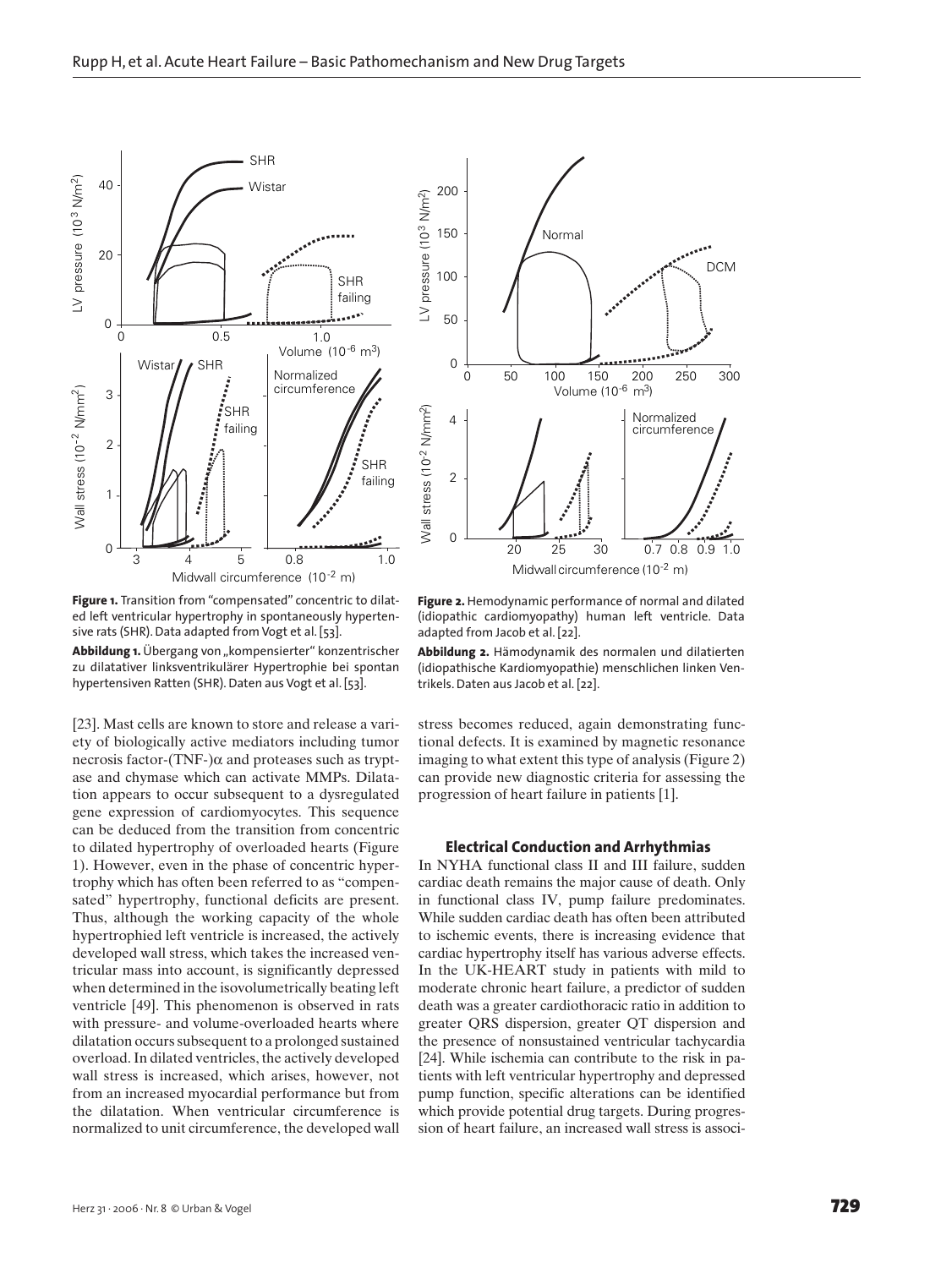**Figure 1.** Transition from "compensated" concentric to dilated left ventricular hypertrophy in spontaneously hypertensive rats (SHR). Data adapted from Vogt et al. [53].

**Abbildung 1.** Übergang von „kompensierter" konzentrischer zu dilatativer linksventrikulärer Hypertrophie bei spontan hypertensiven Ratten (SHR). Daten aus Vogt et al. [53].

**Figure 2.** Hemodynamic performance of normal and dilated (idiopathic cardiomyopathy) human left ventricle. Data adapted from Jacob et al. [22].

**Abbildung 2.** Hämodynamik des normalen und dilatierten (idiopathische Kardiomyopathie) menschlichen linken Ventrikels. Daten aus Jacob et al. [22].

[23]. Mast cells are known to store and release a variety of biologically active mediators including tumor necrosis factor-(TNF-)α and proteases such as tryptase and chymase which can activate MMPs. Dilatation appears to occur subsequent to a dysregulated gene expression of cardiomyocytes. This sequence can be deduced from the transition from concentric to dilated hypertrophy of overloaded hearts (Figure 1). However, even in the phase of concentric hypertrophy which has often been referred to as "compensated" hypertrophy, functional deficits are present. Thus, although the working capacity of the whole hypertrophied left ventricle is increased, the actively developed wall stress, which takes the increased ventricular mass into account, is significantly depressed when determined in the isovolumetrically beating left ventricle [49]. This phenomenon is observed in rats with pressure- and volume-overloaded hearts where dilatation occurs subsequent to a prolonged sustained overload. In dilated ventricles, the actively developed wall stress is increased, which arises, however, not from an increased myocardial performance but from the dilatation. When ventricular circumference is normalized to unit circumference, the developed wall stress becomes reduced, again demonstrating functional defects. It is examined by magnetic resonance imaging to what extent this type of analysis (Figure 2) can provide new diagnostic criteria for assessing the progression of heart failure in patients [1].

### Electrical Conduction and Arrhythmias

In NYHA functional class II and III failure, sudden cardiac death remains the major cause of death. Only in functional class IV, pump failure predominates. While sudden cardiac death has often been attributed to ischemic events, there is increasing evidence that cardiac hypertrophy itself has various adverse effects. In the UK-HEART study in patients with mild to moderate chronic heart failure, a predictor of sudden death was a greater cardiothoracic ratio in addition to greater QRS dispersion, greater QT dispersion and the presence of nonsustained ventricular tachycardia [24]. While ischemia can contribute to the risk in patients with left ventricular hypertrophy and depressed pump function, specific alterations can be identified which provide potential drug targets. During progression of heart failure, an increased wall stress is associ-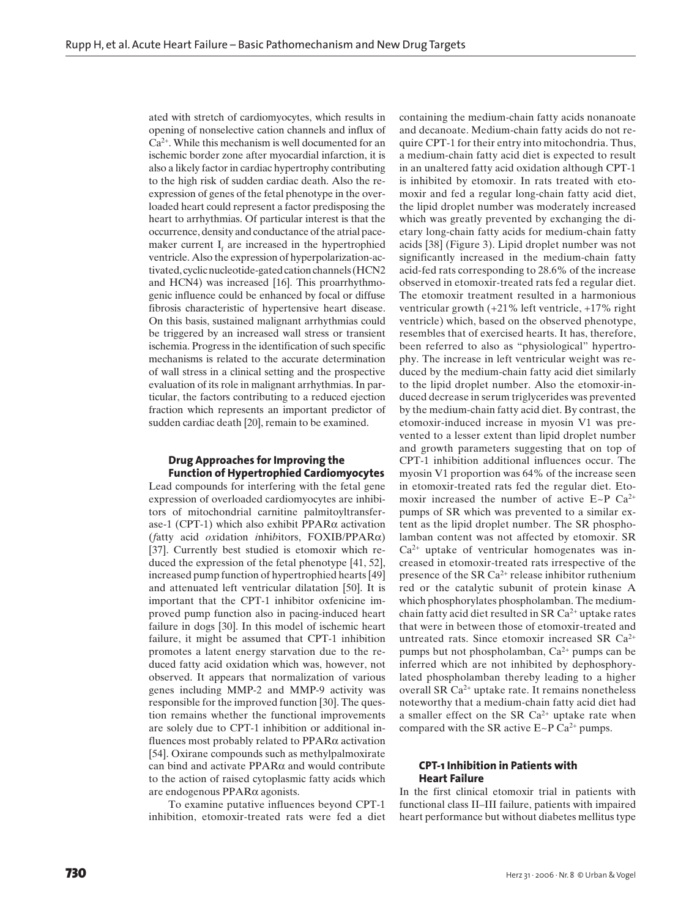ated with stretch of cardiomyocytes, which results in opening of nonselective cation channels and influx of $Ca^{2+}$. While this mechanism is well documented for an ischemic border zone after myocardial infarction, it is also a likely factor in cardiac hypertrophy contributing to the high risk of sudden cardiac death. Also the reexpression of genes of the fetal phenotype in the overloaded heart could represent a factor predisposing the heart to arrhythmias. Of particular interest is that the occurrence, density and conductance of the atrial pacemaker current $I_f$ are increased in the hypertrophied ventricle. Also the expression of hyperpolarization-activated, cyclic nucleotide-gated cation channels (HCN2 and HCN4) was increased [16]. This proarrhythmogenic influence could be enhanced by focal or diffuse fibrosis characteristic of hypertensive heart disease. On this basis, sustained malignant arrhythmias could be triggered by an increased wall stress or transient ischemia. Progress in the identification of such specific mechanisms is related to the accurate determination of wall stress in a clinical setting and the prospective evaluation of its role in malignant arrhythmias. In particular, the factors contributing to a reduced ejection fraction which represents an important predictor of sudden cardiac death [20], remain to be examined.

## Drug Approaches for Improving the Function of Hypertrophied Cardiomyocytes

Lead compounds for interfering with the fetal gene expression of overloaded cardiomyocytes are inhibitors of mitochondrial carnitine palmitoyltransferase-1 (CPT-1) which also exhibit PPARα activation (*f*atty acid *ox*idation *i*nhi*b*itors, FOXIB/PPARα) [37]. Currently best studied is etomoxir which reduced the expression of the fetal phenotype [41, 52], increased pump function of hypertrophied hearts [49] and attenuated left ventricular dilatation [50]. It is important that the CPT-1 inhibitor oxfenicine improved pump function also in pacing-induced heart failure in dogs [30]. In this model of ischemic heart failure, it might be assumed that CPT-1 inhibition promotes a latent energy starvation due to the reduced fatty acid oxidation which was, however, not observed. It appears that normalization of various genes including MMP-2 and MMP-9 activity was responsible for the improved function [30]. The question remains whether the functional improvements are solely due to CPT-1 inhibition or additional influences most probably related to PPARα activation [54]. Oxirane compounds such as methylpalmoxirate can bind and activate PPARα and would contribute to the action of raised cytoplasmic fatty acids which are endogenous PPARα agonists.

To examine putative influences beyond CPT-1 inhibition, etomoxir-treated rats were fed a diet containing the medium-chain fatty acids nonanoate and decanoate. Medium-chain fatty acids do not require CPT-1 for their entry into mitochondria. Thus, a medium-chain fatty acid diet is expected to result in an unaltered fatty acid oxidation although CPT-1 is inhibited by etomoxir. In rats treated with etomoxir and fed a regular long-chain fatty acid diet, the lipid droplet number was moderately increased which was greatly prevented by exchanging the dietary long-chain fatty acids for medium-chain fatty acids [38] (Figure 3). Lipid droplet number was not significantly increased in the medium-chain fatty acid-fed rats corresponding to 28.6% of the increase observed in etomoxir-treated rats fed a regular diet. The etomoxir treatment resulted in a harmonious ventricular growth (+21% left ventricle, +17% right ventricle) which, based on the observed phenotype, resembles that of exercised hearts. It has, therefore, been referred to also as "physiological" hypertrophy. The increase in left ventricular weight was reduced by the medium-chain fatty acid diet similarly to the lipid droplet number. Also the etomoxir-induced decrease in serum triglycerides was prevented by the medium-chain fatty acid diet. By contrast, the etomoxir-induced increase in myosin V1 was prevented to a lesser extent than lipid droplet number and growth parameters suggesting that on top of CPT-1 inhibition additional influences occur. The myosin V1 proportion was 64% of the increase seen in etomoxir-treated rats fed the regular diet. Etomoxir increased the number of active E~P $Ca^{2+}$ pumps of SR which was prevented to a similar extent as the lipid droplet number. The SR phospholamban content was not affected by etomoxir. SR $Ca^{2+}$ uptake of ventricular homogenates was increased in etomoxir-treated rats irrespective of the presence of the SR $Ca^{2+}$ release inhibitor ruthenium red or the catalytic subunit of protein kinase A which phosphorylates phospholamban. The medium-chain fatty acid diet resulted in SR $Ca^{2+}$ uptake rates that were in between those of etomoxir-treated and untreated rats. Since etomoxir increased SR $Ca^{2+}$ pumps but not phospholamban, $Ca^{2+}$ pumps can be inferred which are not inhibited by dephosphorylated phospholamban thereby leading to a higher overall SR $Ca^{2+}$ uptake rate. It remains nonetheless noteworthy that a medium-chain fatty acid diet had a smaller effect on the SR $Ca^{2+}$ uptake rate when compared with the SR active E~P $Ca^{2+}$ pumps.

## CPT-1 Inhibition in Patients with Heart Failure

In the first clinical etomoxir trial in patients with functional class II–III failure, patients with impaired heart performance but without diabetes mellitus type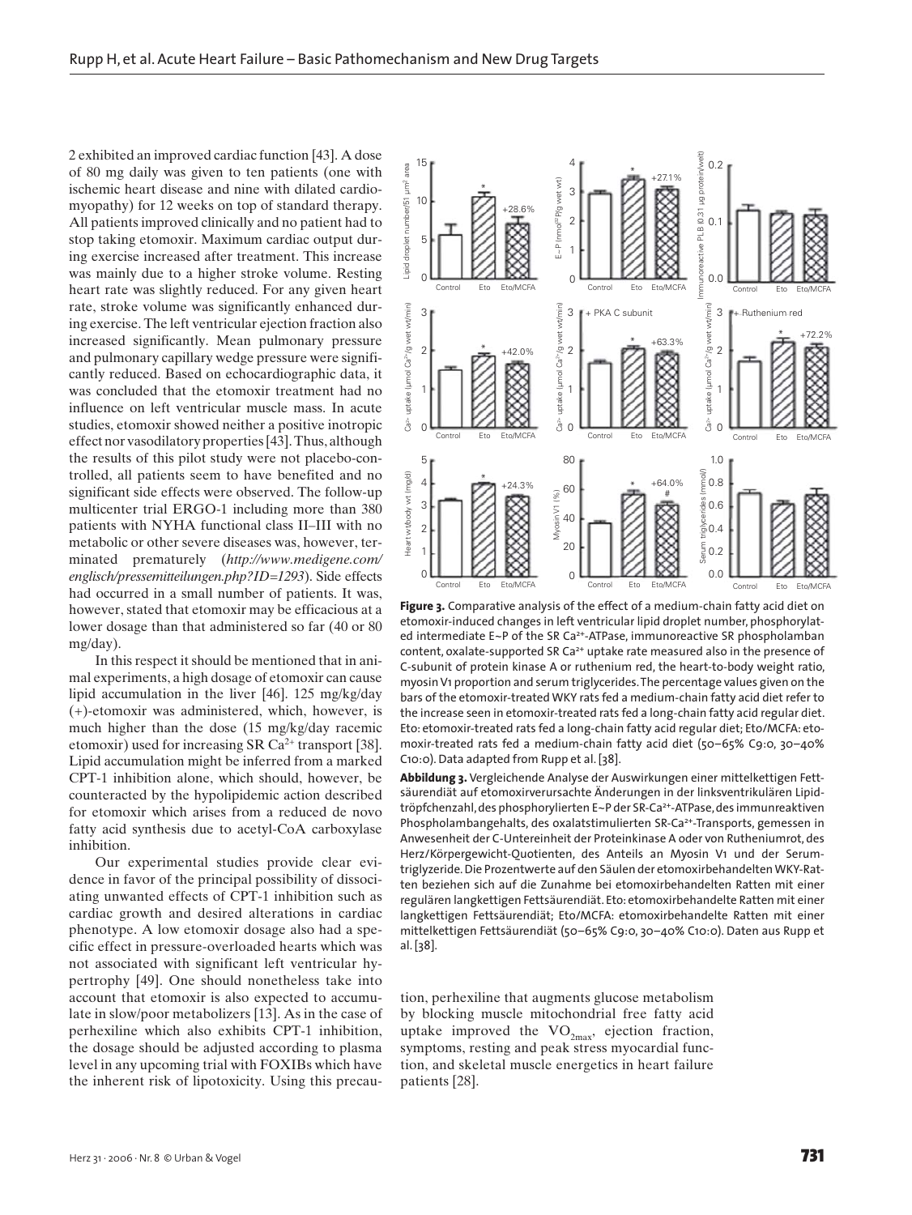2 exhibited an improved cardiac function [43]. A dose of 80 mg daily was given to ten patients (one with ischemic heart disease and nine with dilated cardiomyopathy) for 12 weeks on top of standard therapy. All patients improved clinically and no patient had to stop taking etomoxir. Maximum cardiac output during exercise increased after treatment. This increase was mainly due to a higher stroke volume. Resting heart rate was slightly reduced. For any given heart rate, stroke volume was significantly enhanced during exercise. The left ventricular ejection fraction also increased significantly. Mean pulmonary pressure and pulmonary capillary wedge pressure were significantly reduced. Based on echocardiographic data, it was concluded that the etomoxir treatment had no influence on left ventricular muscle mass. In acute studies, etomoxir showed neither a positive inotropic effect nor vasodilatory properties [43]. Thus, although the results of this pilot study were not placebo-controlled, all patients seem to have benefited and no significant side effects were observed. The follow-up multicenter trial ERGO-1 including more than 380 patients with NYHA functional class II–III with no metabolic or other severe diseases was, however, terminated prematurely (*http://www.medigene.com/englisch/pressemitteilungen.php?ID=1293*). Side effects had occurred in a small number of patients. It was, however, stated that etomoxir may be efficacious at a lower dosage than that administered so far (40 or 80 mg/day).

In this respect it should be mentioned that in animal experiments, a high dosage of etomoxir can cause lipid accumulation in the liver [46]. 125 mg/kg/day (+)-etomoxir was administered, which, however, is much higher than the dose (15 mg/kg/day racemic etomoxir) used for increasing SR $Ca^{2+}$ transport [38]. Lipid accumulation might be inferred from a marked CPT-1 inhibition alone, which should, however, be counteracted by the hypolipidemic action described for etomoxir which arises from a reduced de novo fatty acid synthesis due to acetyl-CoA carboxylase inhibition.

Our experimental studies provide clear evidence in favor of the principal possibility of dissociating unwanted effects of CPT-1 inhibition such as cardiac growth and desired alterations in cardiac phenotype. A low etomoxir dosage also had a specific effect in pressure-overloaded hearts which was not associated with significant left ventricular hypertrophy [49]. One should nonetheless take into account that etomoxir is also expected to accumulate in slow/poor metabolizers [13]. As in the case of perhexiline which also exhibits CPT-1 inhibition, the dosage should be adjusted according to plasma level in any upcoming trial with FOXIBs which have the inherent risk of lipotoxicity. Using this precaution, perhexiline that augments glucose metabolism by blocking muscle mitochondrial free fatty acid uptake improved the $VO_{2max}$, ejection fraction, symptoms, resting and peak stress myocardial function, and skeletal muscle energetics in heart failure patients [28].

**Figure 3.** Comparative analysis of the effect of a medium-chain fatty acid diet on etomoxir-induced changes in left ventricular lipid droplet number, phosphorylated intermediate E~P of the SR $Ca^{2+}$-ATPase, immunoreactive SR phospholamban content, oxalate-supported SR $Ca^{2+}$ uptake rate measured also in the presence of C-subunit of protein kinase A or ruthenium red, the heart-to-body weight ratio, myosin V1 proportion and serum triglycerides. The percentage values given on the bars of the etomoxir-treated WKY rats fed a medium-chain fatty acid diet refer to the increase seen in etomoxir-treated rats fed a long-chain fatty acid regular diet. Eto: etomoxir-treated rats fed a long-chain fatty acid regular diet; Eto/MCFA: etomoxir-treated rats fed a medium-chain fatty acid diet (50–65% C9:0, 30–40% C10:0). Data adapted from Rupp et al. [38].

**Abbildung 3.** Vergleichende Analyse der Auswirkungen einer mittelkettigen Fettsäurendiät auf etomoxirverursachte Änderungen in der linksventrikulären Lipidtröpfchenzahl, des phosphorylierten E~P der SR-$Ca^{2+}$-ATPase, des immunreaktiven Phospholambangehalts, des oxalatstimulierten SR-$Ca^{2+}$-Transports, gemessen in Anwesenheit der C-Untereinheit der Proteinkinase A oder von Rutheniumrot, des Herz/Körpergewicht-Quotienten, des Anteils an Myosin V1 und der Serumtriglyzeride. Die Prozentwerte auf den Säulen der etomoxirbehandelten WKY-Ratten beziehen sich auf die Zunahme bei etomoxirbehandelten Ratten mit einer regulären langkettigen Fettsäurendiät. Eto: etomoxirbehandelte Ratten mit einer langkettigen Fettsäurendiät; Eto/MCFA: etomoxirbehandelte Ratten mit einer mittelkettigen Fettsäurendiät (50–65% C9:0, 30–40% C10:0). Daten aus Rupp et al. [38].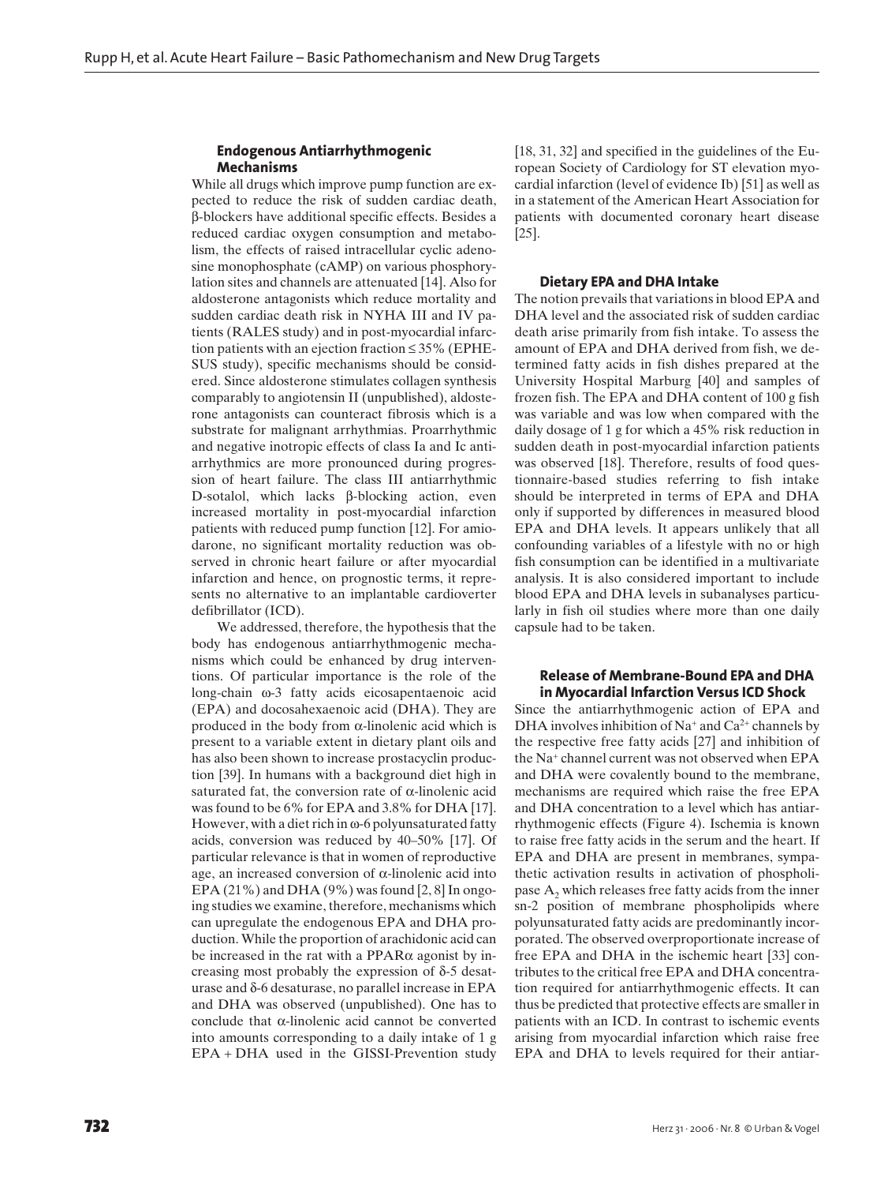### Endogenous Antiarrhythmogenic Mechanisms

While all drugs which improve pump function are expected to reduce the risk of sudden cardiac death, β-blockers have additional specific effects. Besides a reduced cardiac oxygen consumption and metabolism, the effects of raised intracellular cyclic adenosine monophosphate (cAMP) on various phosphorylation sites and channels are attenuated [14]. Also for aldosterone antagonists which reduce mortality and sudden cardiac death risk in NYHA III and IV patients (RALES study) and in post-myocardial infarction patients with an ejection fraction ≤ 35% (EPHESUS study), specific mechanisms should be considered. Since aldosterone stimulates collagen synthesis comparably to angiotensin II (unpublished), aldosterone antagonists can counteract fibrosis which is a substrate for malignant arrhythmias. Proarrhythmic and negative inotropic effects of class Ia and Ic antiarrhythmics are more pronounced during progression of heart failure. The class III antiarrhythmic D-sotalol, which lacks β-blocking action, even increased mortality in post-myocardial infarction patients with reduced pump function [12]. For amiodarone, no significant mortality reduction was observed in chronic heart failure or after myocardial infarction and hence, on prognostic terms, it represents no alternative to an implantable cardioverter defibrillator (ICD).

We addressed, therefore, the hypothesis that the body has endogenous antiarrhythmogenic mechanisms which could be enhanced by drug interventions. Of particular importance is the role of the long-chain ω-3 fatty acids eicosapentaenoic acid (EPA) and docosahexaenoic acid (DHA). They are produced in the body from α-linolenic acid which is present to a variable extent in dietary plant oils and has also been shown to increase prostacyclin production [39]. In humans with a background diet high in saturated fat, the conversion rate of α-linolenic acid was found to be 6% for EPA and 3.8% for DHA [17]. However, with a diet rich in ω-6 polyunsaturated fatty acids, conversion was reduced by 40–50% [17]. Of particular relevance is that in women of reproductive age, an increased conversion of α-linolenic acid into EPA (21%) and DHA (9%) was found [2, 8] In ongoing studies we examine, therefore, mechanisms which can upregulate the endogenous EPA and DHA production. While the proportion of arachidonic acid can be increased in the rat with a PPARα agonist by increasing most probably the expression of δ-5 desaturase and δ-6 desaturase, no parallel increase in EPA and DHA was observed (unpublished). One has to conclude that α-linolenic acid cannot be converted into amounts corresponding to a daily intake of 1 g EPA + DHA used in the GISSI-Prevention study [18, 31, 32] and specified in the guidelines of the European Society of Cardiology for ST elevation myocardial infarction (level of evidence Ib) [51] as well as in a statement of the American Heart Association for patients with documented coronary heart disease [25].

### Dietary EPA and DHA Intake

The notion prevails that variations in blood EPA and DHA level and the associated risk of sudden cardiac death arise primarily from fish intake. To assess the amount of EPA and DHA derived from fish, we determined fatty acids in fish dishes prepared at the University Hospital Marburg [40] and samples of frozen fish. The EPA and DHA content of 100 g fish was variable and was low when compared with the daily dosage of 1 g for which a 45% risk reduction in sudden death in post-myocardial infarction patients was observed [18]. Therefore, results of food questionnaire-based studies referring to fish intake should be interpreted in terms of EPA and DHA only if supported by differences in measured blood EPA and DHA levels. It appears unlikely that all confounding variables of a lifestyle with no or high fish consumption can be identified in a multivariate analysis. It is also considered important to include blood EPA and DHA levels in subanalyses particularly in fish oil studies where more than one daily capsule had to be taken.

### Release of Membrane-Bound EPA and DHA in Myocardial Infarction Versus ICD Shock

Since the antiarrhythmogenic action of EPA and DHA involves inhibition of $Na^+$ and $Ca^{2+}$ channels by the respective free fatty acids [27] and inhibition of the $Na^+$ channel current was not observed when EPA and DHA were covalently bound to the membrane, mechanisms are required which raise the free EPA and DHA concentration to a level which has antiarrhythmogenic effects (Figure 4). Ischemia is known to raise free fatty acids in the serum and the heart. If EPA and DHA are present in membranes, sympathetic activation results in activation of phospholipase $A_2$ which releases free fatty acids from the inner sn-2 position of membrane phospholipids where polyunsaturated fatty acids are predominantly incorporated. The observed overproportionate increase of free EPA and DHA in the ischemic heart [33] contributes to the critical free EPA and DHA concentration required for antiarrhythmogenic effects. It can thus be predicted that protective effects are smaller in patients with an ICD. In contrast to ischemic events arising from myocardial infarction which raise free EPA and DHA to levels required for their antiar-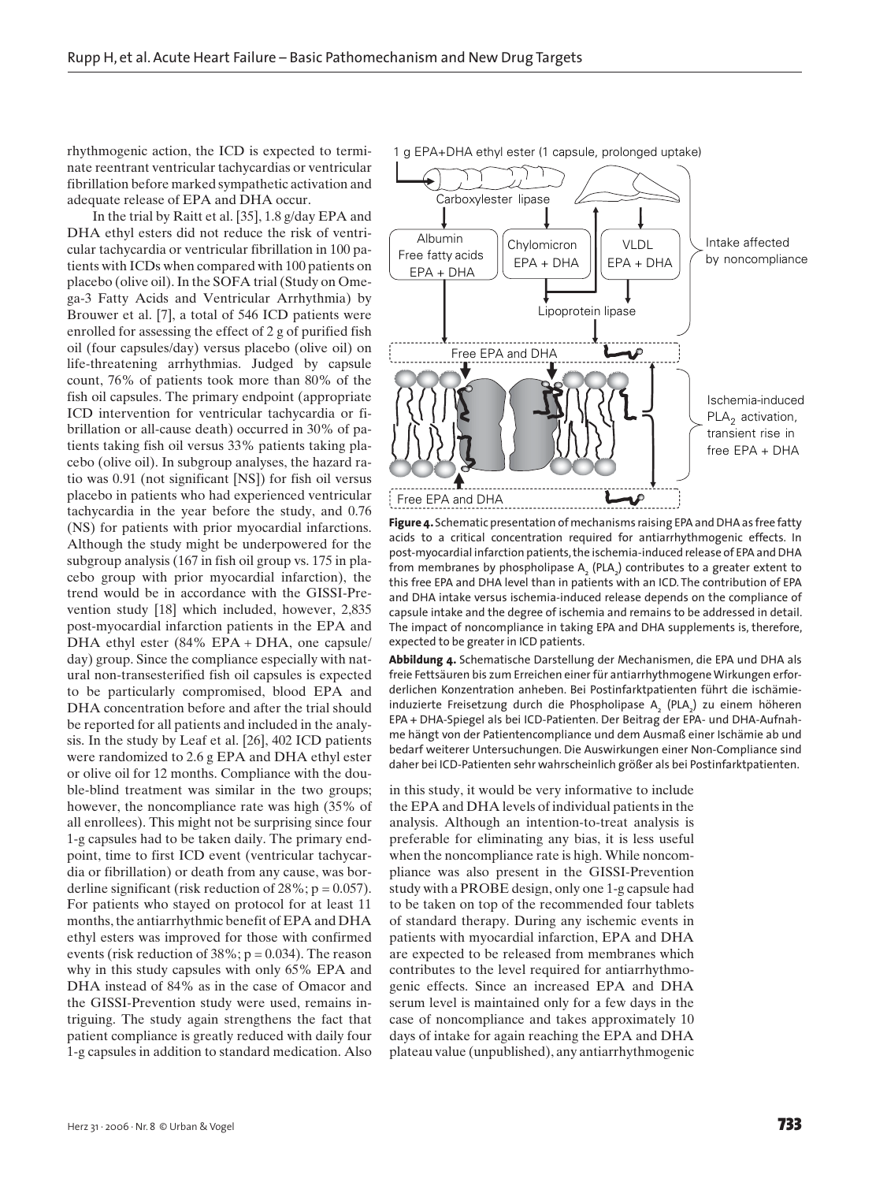rhythmogenic action, the ICD is expected to terminate reentrant ventricular tachycardias or ventricular fibrillation before marked sympathetic activation and adequate release of EPA and DHA occur.

In the trial by Raitt et al. [35], 1.8 g/day EPA and DHA ethyl esters did not reduce the risk of ventricular tachycardia or ventricular fibrillation in 100 patients with ICDs when compared with 100 patients on placebo (olive oil). In the SOFA trial (Study on Omega-3 Fatty Acids and Ventricular Arrhythmia) by Brouwer et al. [7], a total of 546 ICD patients were enrolled for assessing the effect of 2 g of purified fish oil (four capsules/day) versus placebo (olive oil) on life-threatening arrhythmias. Judged by capsule count, 76% of patients took more than 80% of the fish oil capsules. The primary endpoint (appropriate ICD intervention for ventricular tachycardia or fibrillation or all-cause death) occurred in 30% of patients taking fish oil versus 33% patients taking placebo (olive oil). In subgroup analyses, the hazard ratio was 0.91 (not significant [NS]) for fish oil versus placebo in patients who had experienced ventricular tachycardia in the year before the study, and 0.76 (NS) for patients with prior myocardial infarctions. Although the study might be underpowered for the subgroup analysis (167 in fish oil group vs. 175 in placebo group with prior myocardial infarction), the trend would be in accordance with the GISSI-Prevention study [18] which included, however, 2,835 post-myocardial infarction patients in the EPA and DHA ethyl ester (84% EPA + DHA, one capsule/day) group. Since the compliance especially with natural non-transesterified fish oil capsules is expected to be particularly compromised, blood EPA and DHA concentration before and after the trial should be reported for all patients and included in the analysis. In the study by Leaf et al. [26], 402 ICD patients were randomized to 2.6 g EPA and DHA ethyl ester or olive oil for 12 months. Compliance with the double-blind treatment was similar in the two groups; however, the noncompliance rate was high (35% of all enrollees). This might not be surprising since four 1-g capsules had to be taken daily. The primary endpoint, time to first ICD event (ventricular tachycardia or fibrillation) or death from any cause, was borderline significant (risk reduction of 28%; $p = 0.057$). For patients who stayed on protocol for at least 11 months, the antiarrhythmic benefit of EPA and DHA ethyl esters was improved for those with confirmed events (risk reduction of 38%; $p = 0.034$). The reason why in this study capsules with only 65% EPA and DHA instead of 84% as in the case of Omacor and the GISSI-Prevention study were used, remains intriguing. The study again strengthens the fact that patient compliance is greatly reduced with daily four 1-g capsules in addition to standard medication. Also

**Figure 4.** Schematic presentation of mechanisms raising EPA and DHA as free fatty acids to a critical concentration required for antiarrhythmogenic effects. In post-myocardial infarction patients, the ischemia-induced release of EPA and DHA from membranes by phospholipase $A_2$ ($PLA_2$) contributes to a greater extent to this free EPA and DHA level than in patients with an ICD. The contribution of EPA and DHA intake versus ischemia-induced release depends on the compliance of capsule intake and the degree of ischemia and remains to be addressed in detail. The impact of noncompliance in taking EPA and DHA supplements is, therefore, expected to be greater in ICD patients.

**Abbildung 4.** Schematische Darstellung der Mechanismen, die EPA und DHA als freie Fettsäuren bis zum Erreichen einer für antiarrhythmogene Wirkungen erforderlichen Konzentration anheben. Bei Postinfarktpatienten führt die ischämieinduzierte Freisetzung durch die Phospholipase $A_2$ ($PLA_2$) zu einem höheren EPA + DHA-Spiegel als bei ICD-Patienten. Der Beitrag der EPA- und DHA-Aufnahme hängt von der Patientencompliance und dem Ausmaß einer Ischämie ab und bedarf weiterer Untersuchungen. Die Auswirkungen einer Non-Compliance sind daher bei ICD-Patienten sehr wahrscheinlich größer als bei Postinfarktpatienten.

in this study, it would be very informative to include the EPA and DHA levels of individual patients in the analysis. Although an intention-to-treat analysis is preferable for eliminating any bias, it is less useful when the noncompliance rate is high. While noncompliance was also present in the GISSI-Prevention study with a PROBE design, only one 1-g capsule had to be taken on top of the recommended four tablets of standard therapy. During any ischemic events in patients with myocardial infarction, EPA and DHA are expected to be released from membranes which contributes to the level required for antiarrhythmogenic effects. Since an increased EPA and DHA serum level is maintained only for a few days in the case of noncompliance and takes approximately 10 days of intake for again reaching the EPA and DHA plateau value (unpublished), any antiarrhythmogenic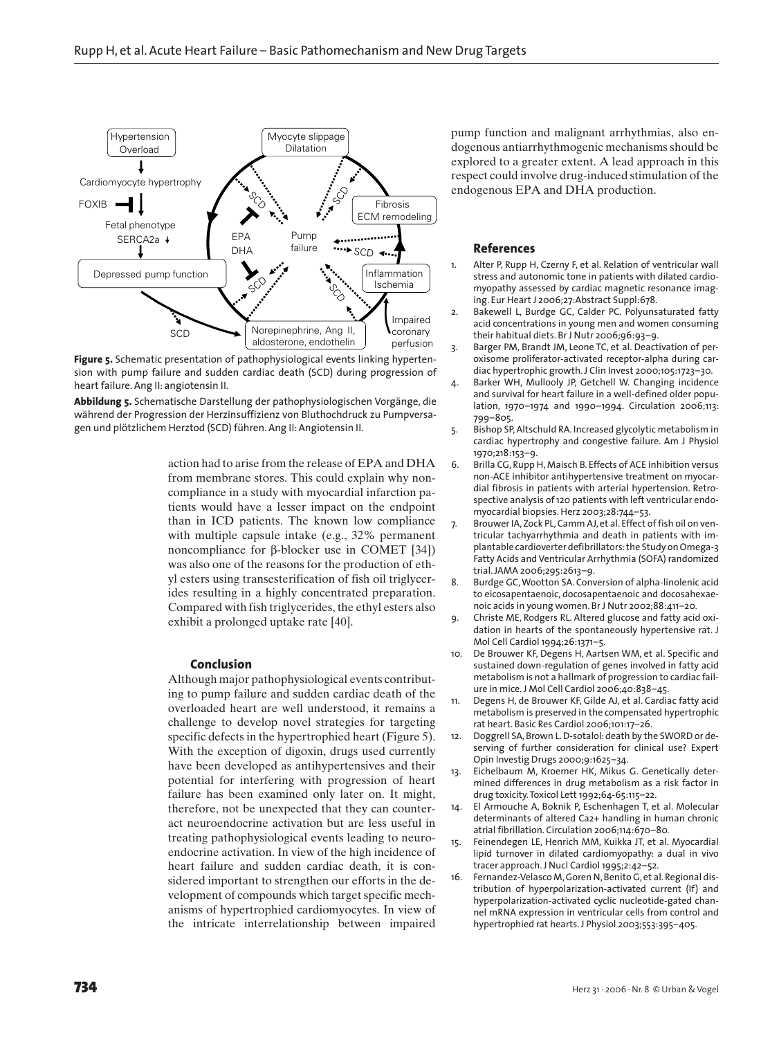**Figure 5.** Schematic presentation of pathophysiological events linking hypertension with pump failure and sudden cardiac death (SCD) during progression of heart failure. Ang II: angiotensin II.

**Abbildung 5.** Schematische Darstellung der pathophysiologischen Vorgänge, die während der Progression der Herzinsuffizienz von Bluthochdruck zu Pumpversagen und plötzlichem Herztod (SCD) führen. Ang II: Angiotensin II.

action had to arise from the release of EPA and DHA from membrane stores. This could explain why noncompliance in a study with myocardial infarction patients would have a lesser impact on the endpoint than in ICD patients. The known low compliance with multiple capsule intake (e.g., 32% permanent noncompliance for β-blocker use in COMET [34]) was also one of the reasons for the production of ethyl esters using transesterification of fish oil triglycerides resulting in a highly concentrated preparation. Compared with fish triglycerides, the ethyl esters also exhibit a prolonged uptake rate [40].

## Conclusion

Although major pathophysiological events contributing to pump failure and sudden cardiac death of the overloaded heart are well understood, it remains a challenge to develop novel strategies for targeting specific defects in the hypertrophied heart (Figure 5). With the exception of digoxin, drugs used currently have been developed as antihypertensives and their potential for interfering with progression of heart failure has been examined only later on. It might, therefore, not be unexpected that they can counteract neuroendocrine activation but are less useful in treating pathophysiological events leading to neuroendocrine activation. In view of the high incidence of heart failure and sudden cardiac death, it is considered important to strengthen our efforts in the development of compounds which target specific mechanisms of hypertrophied cardiomyocytes. In view of the intricate interrelationship between impaired pump function and malignant arrhythmias, also endogenous antiarrhythmogenic mechanisms should be explored to a greater extent. A lead approach in this respect could involve drug-induced stimulation of the endogenous EPA and DHA production.

## References

1. Alter P, Rupp H, Czerny F, et al. Relation of ventricular wall stress and autonomic tone in patients with dilated cardiomyopathy assessed by cardiac magnetic resonance imaging. Eur Heart J 2006;27:Abstract Suppl:678.
2. Bakewell L, Burdge GC, Calder PC. Polyunsaturated fatty acid concentrations in young men and women consuming their habitual diets. Br J Nutr 2006;96:93–9.
3. Barger PM, Brandt JM, Leone TC, et al. Deactivation of peroxisome proliferator-activated receptor-alpha during cardiac hypertrophic growth. J Clin Invest 2000;105:1723–30.
4. Barker WH, Mullooly JP, Getchell W. Changing incidence and survival for heart failure in a well-defined older population, 1970–1974 and 1990–1994. Circulation 2006;113:799–805.
5. Bishop SP, Altschuld RA. Increased glycolytic metabolism in cardiac hypertrophy and congestive failure. Am J Physiol 1970;218:153–9.
6. Brilla CG, Rupp H, Maisch B. Effects of ACE inhibition versus non-ACE inhibitor antihypertensive treatment on myocardial fibrosis in patients with arterial hypertension. Retrospective analysis of 120 patients with left ventricular endomyocardial biopsies. Herz 2003;28:744–53.
7. Brouwer IA, Zock PL, Camm AJ, et al. Effect of fish oil on ventricular tachyarrhythmia and death in patients with implantable cardioverter defibrillators: the Study on Omega-3 Fatty Acids and Ventricular Arrhythmia (SOFA) randomized trial. JAMA 2006;295:2613–9.
8. Burdge GC, Wootton SA. Conversion of alpha-linolenic acid to eicosapentaenoic, docosapentaenoic and docosahexaenoic acids in young women. Br J Nutr 2002;88:411–20.
9. Christe ME, Rodgers RL. Altered glucose and fatty acid oxidation in hearts of the spontaneously hypertensive rat. J Mol Cell Cardiol 1994;26:1371–5.
10. De Brouwer KF, Degens H, Aartsen WM, et al. Specific and sustained down-regulation of genes involved in fatty acid metabolism is not a hallmark of progression to cardiac failure in mice. J Mol Cell Cardiol 2006;40:838–45.
11. Degens H, de Brouwer KF, Gilde AJ, et al. Cardiac fatty acid metabolism is preserved in the compensated hypertrophic rat heart. Basic Res Cardiol 2006;101:17–26.
12. Doggrell SA, Brown L. D-sotalol: death by the SWORD or deserving of further consideration for clinical use? Expert Opin Investig Drugs 2000;9:1625–34.
13. Eichelbaum M, Kroemer HK, Mikus G. Genetically determined differences in drug metabolism as a risk factor in drug toxicity. Toxicol Lett 1992;64-65:115–22.
14. El Armouche A, Boknik P, Eschenhagen T, et al. Molecular determinants of altered Ca2+ handling in human chronic atrial fibrillation. Circulation 2006;114:670–80.
15. Feinendegen LE, Henrich MM, Kuikka JT, et al. Myocardial lipid turnover in dilated cardiomyopathy: a dual in vivo tracer approach. J Nucl Cardiol 1995;2:42–52.
16. Fernandez-Velasco M, Goren N, Benito G, et al. Regional distribution of hyperpolarization-activated current (If) and hyperpolarization-activated cyclic nucleotide-gated channel mRNA expression in ventricular cells from control and hypertrophied rat hearts. J Physiol 2003;553:395–405.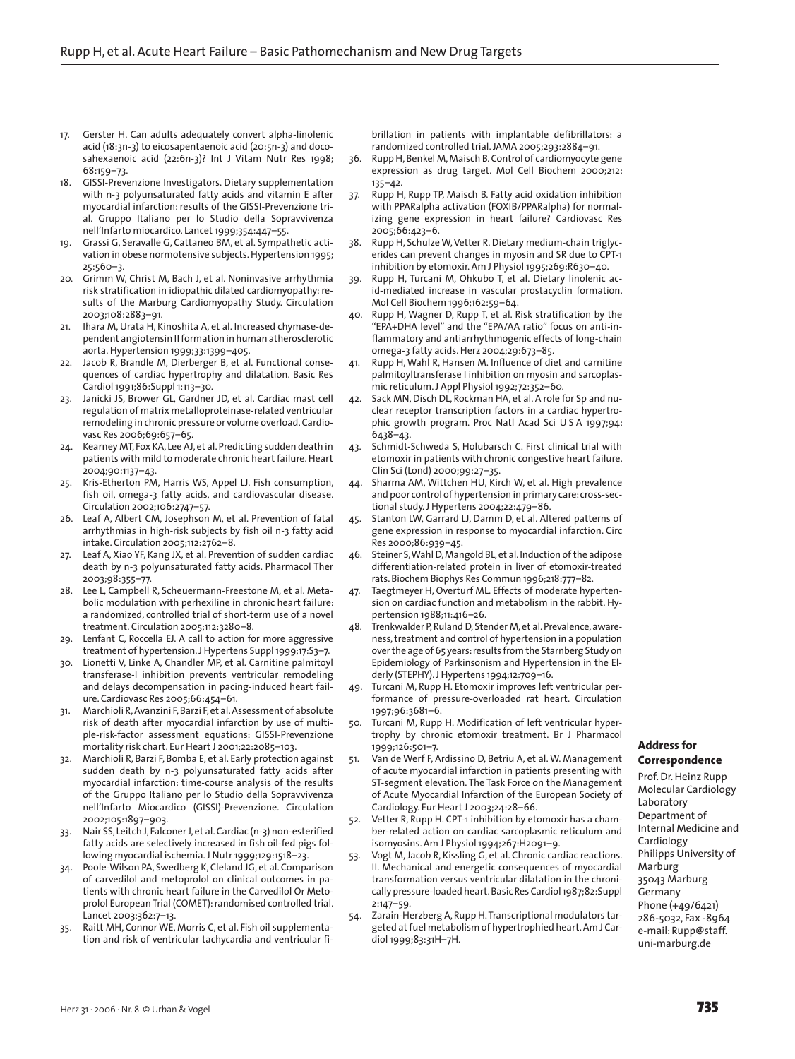17. Gerster H. Can adults adequately convert alpha-linolenic acid (18:3n-3) to eicosapentaenoic acid (20:5n-3) and docosahexaenoic acid (22:6n-3)? Int J Vitam Nutr Res 1998; 68:159–73.
18. GISSI-Prevenzione Investigators. Dietary supplementation with n-3 polyunsaturated fatty acids and vitamin E after myocardial infarction: results of the GISSI-Prevenzione trial. Gruppo Italiano per lo Studio della Sopravvivenza nell'Infarto miocardico. Lancet 1999;354:447–55.
19. Grassi G, Seravalle G, Cattaneo BM, et al. Sympathetic activation in obese normotensive subjects. Hypertension 1995; 25:560–3.
20. Grimm W, Christ M, Bach J, et al. Noninvasive arrhythmia risk stratification in idiopathic dilated cardiomyopathy: results of the Marburg Cardiomyopathy Study. Circulation 2003;108:2883–91.
21. Ihara M, Urata H, Kinoshita A, et al. Increased chymase-dependent angiotensin II formation in human atherosclerotic aorta. Hypertension 1999;33:1399–405.
22. Jacob R, Brandle M, Dierberger B, et al. Functional consequences of cardiac hypertrophy and dilatation. Basic Res Cardiol 1991;86:Suppl 1:113–30.
23. Janicki JS, Brower GL, Gardner JD, et al. Cardiac mast cell regulation of matrix metalloproteinase-related ventricular remodeling in chronic pressure or volume overload. Cardiovasc Res 2006;69:657–65.
24. Kearney MT, Fox KA, Lee AJ, et al. Predicting sudden death in patients with mild to moderate chronic heart failure. Heart 2004;90:1137–43.
25. Kris-Etherton PM, Harris WS, Appel LJ. Fish consumption, fish oil, omega-3 fatty acids, and cardiovascular disease. Circulation 2002;106:2747–57.
26. Leaf A, Albert CM, Josephson M, et al. Prevention of fatal arrhythmias in high-risk subjects by fish oil n-3 fatty acid intake. Circulation 2005;112:2762–8.
27. Leaf A, Xiao YF, Kang JX, et al. Prevention of sudden cardiac death by n-3 polyunsaturated fatty acids. Pharmacol Ther 2003;98:355–77.
28. Lee L, Campbell R, Scheuermann-Freestone M, et al. Metabolic modulation with perhexiline in chronic heart failure: a randomized, controlled trial of short-term use of a novel treatment. Circulation 2005;112:3280–8.
29. Lenfant C, Roccella EJ. A call to action for more aggressive treatment of hypertension. J Hypertens Suppl 1999;17:S3–7.
30. Lionetti V, Linke A, Chandler MP, et al. Carnitine palmitoyl transferase-I inhibition prevents ventricular remodeling and delays decompensation in pacing-induced heart failure. Cardiovasc Res 2005;66:454–61.
31. Marchioli R, Avanzini F, Barzi F, et al. Assessment of absolute risk of death after myocardial infarction by use of multiple-risk-factor assessment equations: GISSI-Prevenzione mortality risk chart. Eur Heart J 2001;22:2085–103.
32. Marchioli R, Barzi F, Bomba E, et al. Early protection against sudden death by n-3 polyunsaturated fatty acids after myocardial infarction: time-course analysis of the results of the Gruppo Italiano per lo Studio della Sopravvivenza nell'Infarto Miocardico (GISSI)-Prevenzione. Circulation 2002;105:1897–903.
33. Nair SS, Leitch J, Falconer J, et al. Cardiac (n-3) non-esterified fatty acids are selectively increased in fish oil-fed pigs following myocardial ischemia. J Nutr 1999;129:1518–23.
34. Poole-Wilson PA, Swedberg K, Cleland JG, et al. Comparison of carvedilol and metoprolol on clinical outcomes in patients with chronic heart failure in the Carvedilol Or Metoprolol European Trial (COMET): randomised controlled trial. Lancet 2003;362:7–13.
35. Raitt MH, Connor WE, Morris C, et al. Fish oil supplementation and risk of ventricular tachycardia and ventricular fibrillation in patients with implantable defibrillators: a randomized controlled trial. JAMA 2005;293:2884–91.
36. Rupp H, Benkel M, Maisch B. Control of cardiomyocyte gene expression as drug target. Mol Cell Biochem 2000;212: 135–42.
37. Rupp H, Rupp TP, Maisch B. Fatty acid oxidation inhibition with PPARalpha activation (FOXIB/PPARalpha) for normalizing gene expression in heart failure? Cardiovasc Res 2005;66:423–6.
38. Rupp H, Schulze W, Vetter R. Dietary medium-chain triglycerides can prevent changes in myosin and SR due to CPT-1 inhibition by etomoxir. Am J Physiol 1995;269:R630–40.
39. Rupp H, Turcani M, Ohkubo T, et al. Dietary linolenic acid-mediated increase in vascular prostacyclin formation. Mol Cell Biochem 1996;162:59–64.
40. Rupp H, Wagner D, Rupp T, et al. Risk stratification by the "EPA+DHA level" and the "EPA/AA ratio" focus on anti-inflammatory and antiarrhythmogenic effects of long-chain omega-3 fatty acids. Herz 2004;29:673–85.
41. Rupp H, Wahl R, Hansen M. Influence of diet and carnitine palmitoyltransferase I inhibition on myosin and sarcoplasmic reticulum. J Appl Physiol 1992;72:352–60.
42. Sack MN, Disch DL, Rockman HA, et al. A role for Sp and nuclear receptor transcription factors in a cardiac hypertrophic growth program. Proc Natl Acad Sci U S A 1997;94: 6438–43.
43. Schmidt-Schweda S, Holubarsch C. First clinical trial with etomoxir in patients with chronic congestive heart failure. Clin Sci (Lond) 2000;99:27–35.
44. Sharma AM, Wittchen HU, Kirch W, et al. High prevalence and poor control of hypertension in primary care: cross-sectional study. J Hypertens 2004;22:479–86.
45. Stanton LW, Garrard LJ, Damm D, et al. Altered patterns of gene expression in response to myocardial infarction. Circ Res 2000;86:939–45.
46. Steiner S, Wahl D, Mangold BL, et al. Induction of the adipose differentiation-related protein in liver of etomoxir-treated rats. Biochem Biophys Res Commun 1996;218:777–82.
47. Taegtmeyer H, Overturf ML. Effects of moderate hypertension on cardiac function and metabolism in the rabbit. Hypertension 1988;11:416–26.
48. Trenkwalder P, Ruland D, Stender M, et al. Prevalence, awareness, treatment and control of hypertension in a population over the age of 65 years: results from the Starnberg Study on Epidemiology of Parkinsonism and Hypertension in the Elderly (STEPHY). J Hypertens 1994;12:709–16.
49. Turcani M, Rupp H. Etomoxir improves left ventricular performance of pressure-overloaded rat heart. Circulation 1997;96:3681–6.
50. Turcani M, Rupp H. Modification of left ventricular hypertrophy by chronic etomoxir treatment. Br J Pharmacol 1999;126:501–7.
51. Van de Werf F, Ardissino D, Betriu A, et al. W. Management of acute myocardial infarction in patients presenting with ST-segment elevation. The Task Force on the Management of Acute Myocardial Infarction of the European Society of Cardiology. Eur Heart J 2003;24:28–66.
52. Vetter R, Rupp H. CPT-1 inhibition by etomoxir has a chamber-related action on cardiac sarcoplasmic reticulum and isomyosins. Am J Physiol 1994;267:H2091–9.
53. Vogt M, Jacob R, Kissling G, et al. Chronic cardiac reactions. II. Mechanical and energetic consequences of myocardial transformation versus ventricular dilatation in the chronically pressure-loaded heart. Basic Res Cardiol 1987;82:Suppl 2:147–59.
54. Zarain-Herzberg A, Rupp H. Transcriptional modulators targeted at fuel metabolism of hypertrophied heart. Am J Cardiol 1999;83:31H–7H.

**Address for Correspondence**

Prof. Dr. Heinz Rupp
Molecular Cardiology Laboratory
Department of Internal Medicine and Cardiology
Philipps University of Marburg
35043 Marburg
Germany
Phone (+49/6421) 286-5032, Fax -8964
e-mail: Rupp@staff.uni-marburg.de